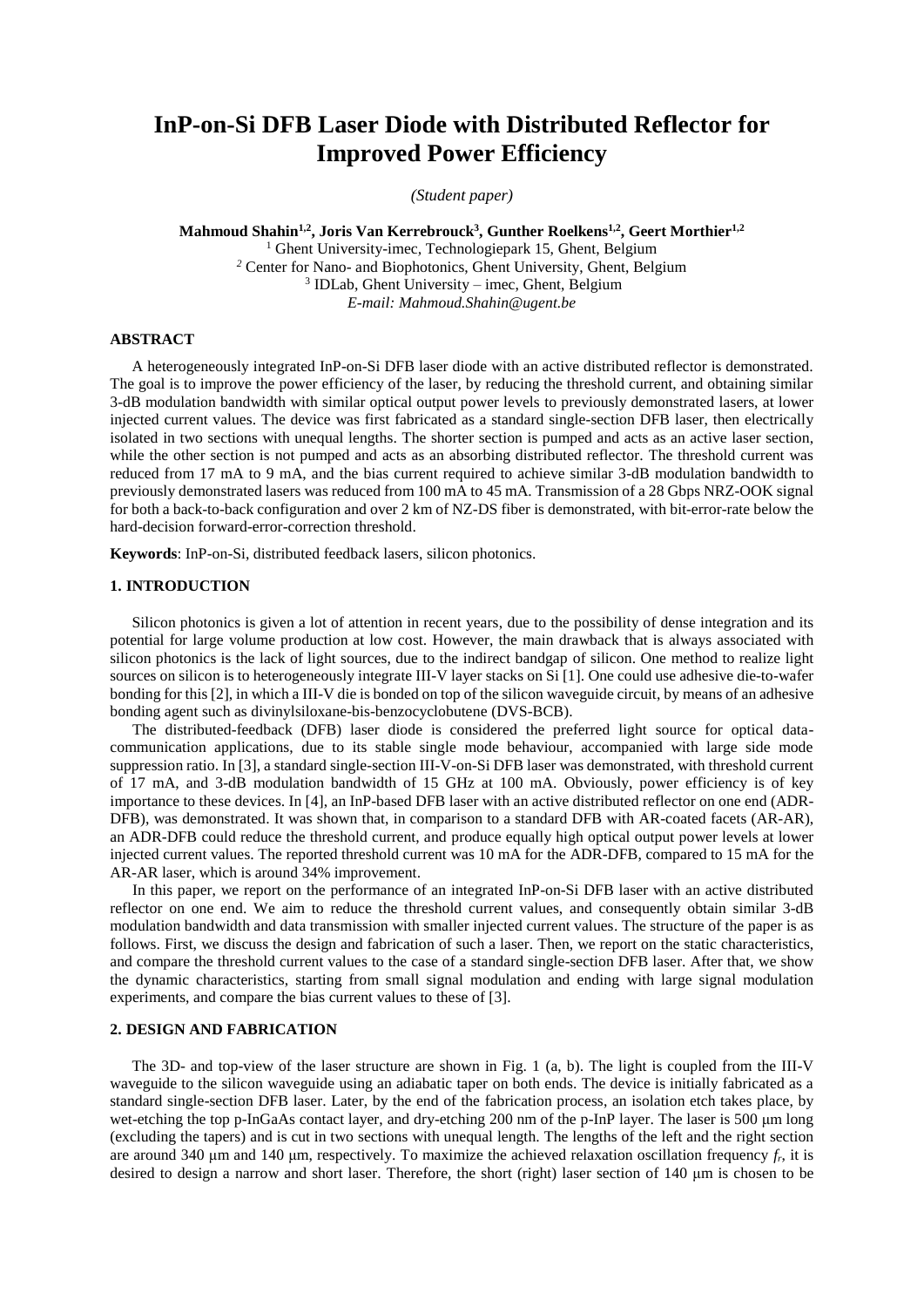# InP-on-Si DFB Laser Diode with Distributed Reflector for Improved Power Efficiency

*(Student paper)*

**Mahmoud Shahin[1,2], Joris Van Kerrebrouck[3], Gunther Roelkens[1,2], Geert Morthier[1,2]**

[1] Ghent University-imec, Technologiepark 15, Ghent, Belgium
[2] Center for Nano- and Biophotonics, Ghent University, Ghent, Belgium
[3] IDLab, Ghent University – imec, Ghent, Belgium
*E-mail: Mahmoud.Shahin@ugent.be*

### ABSTRACT

A heterogeneously integrated InP-on-Si DFB laser diode with an active distributed reflector is demonstrated. The goal is to improve the power efficiency of the laser, by reducing the threshold current, and obtaining similar 3-dB modulation bandwidth with similar optical output power levels to previously demonstrated lasers, at lower injected current values. The device was first fabricated as a standard single-section DFB laser, then electrically isolated in two sections with unequal lengths. The shorter section is pumped and acts as an active laser section, while the other section is not pumped and acts as an absorbing distributed reflector. The threshold current was reduced from 17 mA to 9 mA, and the bias current required to achieve similar 3-dB modulation bandwidth to previously demonstrated lasers was reduced from 100 mA to 45 mA. Transmission of a 28 Gbps NRZ-OOK signal for both a back-to-back configuration and over 2 km of NZ-DS fiber is demonstrated, with bit-error-rate below the hard-decision forward-error-correction threshold.

**Keywords**: InP-on-Si, distributed feedback lasers, silicon photonics.

### 1. INTRODUCTION

Silicon photonics is given a lot of attention in recent years, due to the possibility of dense integration and its potential for large volume production at low cost. However, the main drawback that is always associated with silicon photonics is the lack of light sources, due to the indirect bandgap of silicon. One method to realize light sources on silicon is to heterogeneously integrate III-V layer stacks on Si [1]. One could use adhesive die-to-wafer bonding for this [2], in which a III-V die is bonded on top of the silicon waveguide circuit, by means of an adhesive bonding agent such as divinylsiloxane-bis-benzocyclobutene (DVS-BCB).

The distributed-feedback (DFB) laser diode is considered the preferred light source for optical data-communication applications, due to its stable single mode behaviour, accompanied with large side mode suppression ratio. In [3], a standard single-section III-V-on-Si DFB laser was demonstrated, with threshold current of 17 mA, and 3-dB modulation bandwidth of 15 GHz at 100 mA. Obviously, power efficiency is of key importance to these devices. In [4], an InP-based DFB laser with an active distributed reflector on one end (ADR-DFB), was demonstrated. It was shown that, in comparison to a standard DFB with AR-coated facets (AR-AR), an ADR-DFB could reduce the threshold current, and produce equally high optical output power levels at lower injected current values. The reported threshold current was 10 mA for the ADR-DFB, compared to 15 mA for the AR-AR laser, which is around 34% improvement.

In this paper, we report on the performance of an integrated InP-on-Si DFB laser with an active distributed reflector on one end. We aim to reduce the threshold current values, and consequently obtain similar 3-dB modulation bandwidth and data transmission with smaller injected current values. The structure of the paper is as follows. First, we discuss the design and fabrication of such a laser. Then, we report on the static characteristics, and compare the threshold current values to the case of a standard single-section DFB laser. After that, we show the dynamic characteristics, starting from small signal modulation and ending with large signal modulation experiments, and compare the bias current values to these of [3].

### 2. DESIGN AND FABRICATION

The 3D- and top-view of the laser structure are shown in Fig. 1 (a, b). The light is coupled from the III-V waveguide to the silicon waveguide using an adiabatic taper on both ends. The device is initially fabricated as a standard single-section DFB laser. Later, by the end of the fabrication process, an isolation etch takes place, by wet-etching the top p-InGaAs contact layer, and dry-etching 200 nm of the p-InP layer. The laser is 500 μm long (excluding the tapers) and is cut in two sections with unequal length. The lengths of the left and the right section are around 340 μm and 140 μm, respectively. To maximize the achieved relaxation oscillation frequency $f_r$, it is desired to design a narrow and short laser. Therefore, the short (right) laser section of 140 μm is chosen to be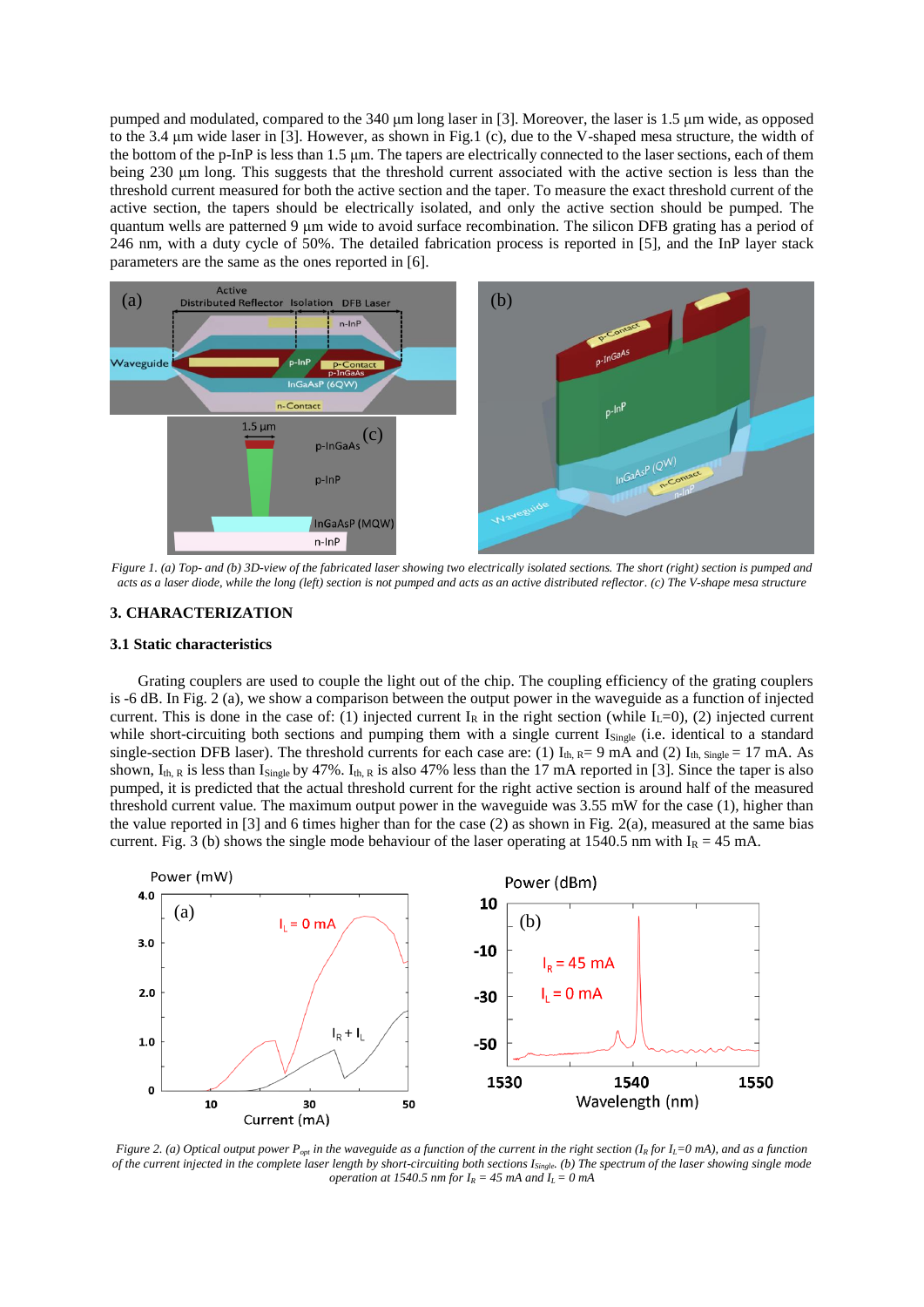pumped and modulated, compared to the 340 µm long laser in [3]. Moreover, the laser is 1.5 µm wide, as opposed to the 3.4 µm wide laser in [3]. However, as shown in Fig.1 (c), due to the V-shaped mesa structure, the width of the bottom of the p-InP is less than 1.5 µm. The tapers are electrically connected to the laser sections, each of them being 230 µm long. This suggests that the threshold current associated with the active section is less than the threshold current measured for both the active section and the taper. To measure the exact threshold current of the active section, the tapers should be electrically isolated, and only the active section should be pumped. The quantum wells are patterned 9 µm wide to avoid surface recombination. The silicon DFB grating has a period of 246 nm, with a duty cycle of 50%. The detailed fabrication process is reported in [5], and the InP layer stack parameters are the same as the ones reported in [6].

*Figure 1. (a) Top- and (b) 3D-view of the fabricated laser showing two electrically isolated sections. The short (right) section is pumped and acts as a laser diode, while the long (left) section is not pumped and acts as an active distributed reflector. (c) The V-shape mesa structure*

### 3. CHARACTERIZATION

#### 3.1 Static characteristics

Grating couplers are used to couple the light out of the chip. The coupling efficiency of the grating couplers is -6 dB. In Fig. 2 (a), we show a comparison between the output power in the waveguide as a function of injected current. This is done in the case of: (1) injected current $I_R$ in the right section (while $I_L$=0), (2) injected current while short-circuiting both sections and pumping them with a single current $I_{Single}$ (i.e. identical to a standard single-section DFB laser). The threshold currents for each case are: (1) $I_{th,\,R}$= 9 mA and (2) $I_{th,\,Single}$ = 17 mA. As shown, $I_{th,\,R}$ is less than $I_{Single}$ by 47%. $I_{th,\,R}$ is also 47% less than the 17 mA reported in [3]. Since the taper is also pumped, it is predicted that the actual threshold current for the right active section is around half of the measured threshold current value. The maximum output power in the waveguide was 3.55 mW for the case (1), higher than the value reported in [3] and 6 times higher than for the case (2) as shown in Fig. 2(a), measured at the same bias current. Fig. 3 (b) shows the single mode behaviour of the laser operating at 1540.5 nm with $I_R$ = 45 mA.

*Figure 2. (a) Optical output power $P_{opt}$ in the waveguide as a function of the current in the right section ($I_R$ for $I_L$=0 mA), and as a function of the current injected in the complete laser length by short-circuiting both sections $I_{Single}$. (b) The spectrum of the laser showing single mode operation at 1540.5 nm for $I_R$ = 45 mA and $I_L$ = 0 mA*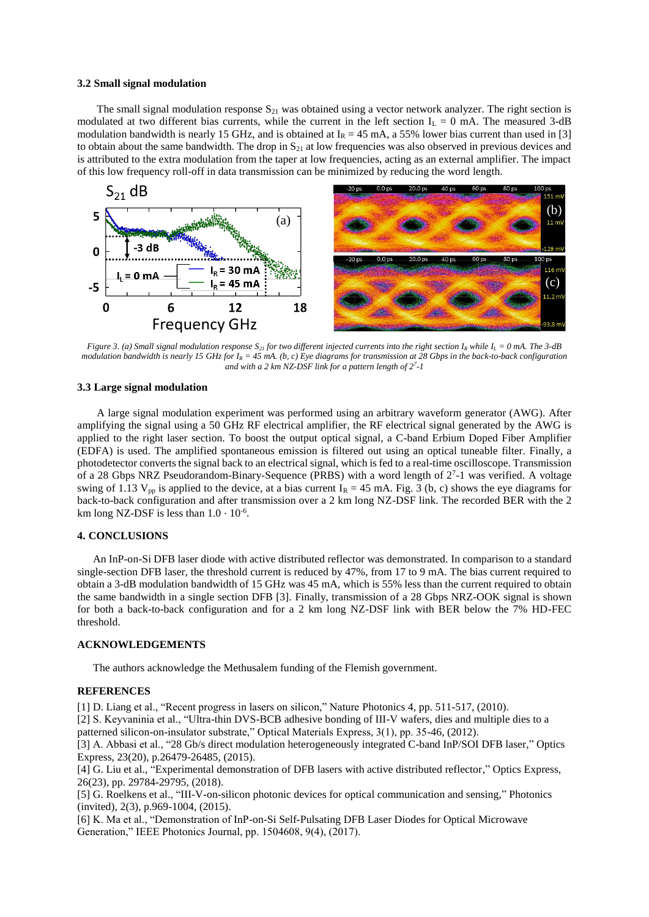### 3.2 Small signal modulation

The small signal modulation response $S_{21}$ was obtained using a vector network analyzer. The right section is modulated at two different bias currents, while the current in the left section $I_L = 0$ mA. The measured 3-dB modulation bandwidth is nearly 15 GHz, and is obtained at $I_R = 45$ mA, a 55% lower bias current than used in [3] to obtain about the same bandwidth. The drop in $S_{21}$ at low frequencies was also observed in previous devices and is attributed to the extra modulation from the taper at low frequencies, acting as an external amplifier. The impact of this low frequency roll-off in data transmission can be minimized by reducing the word length.

$S_{21}$ dB
5
0
-5
0
6
12
18
Frequency GHz
(a)
-3 dB
$I_L$ = 0 mA
$I_R$ = 30 mA
$I_R$ = 45 mA

-20 ps 0.0 ps 20.0 ps 40 ps 60 ps 80 ps 100 ps
151 mV
(b)
11 mV
-129 mV

-20 ps 0.0 ps 20.0 ps 40 ps 60 ps 80 ps 100 ps
116 mV
(c)
11.2 mV
-93.8 mV

*Figure 3. (a) Small signal modulation response $S_{21}$ for two different injected currents into the right section $I_R$ while $I_L = 0$ mA. The 3-dB modulation bandwidth is nearly 15 GHz for $I_R = 45$ mA. (b, c) Eye diagrams for transmission at 28 Gbps in the back-to-back configuration and with a 2 km NZ-DSF link for a pattern length of $2^7$-1*

### 3.3 Large signal modulation

A large signal modulation experiment was performed using an arbitrary waveform generator (AWG). After amplifying the signal using a 50 GHz RF electrical amplifier, the RF electrical signal generated by the AWG is applied to the right laser section. To boost the output optical signal, a C-band Erbium Doped Fiber Amplifier (EDFA) is used. The amplified spontaneous emission is filtered out using an optical tuneable filter. Finally, a photodetector converts the signal back to an electrical signal, which is fed to a real-time oscilloscope. Transmission of a 28 Gbps NRZ Pseudorandom-Binary-Sequence (PRBS) with a word length of $2^7$-1 was verified. A voltage swing of 1.13 $V_{pp}$ is applied to the device, at a bias current $I_R = 45$ mA. Fig. 3 (b, c) shows the eye diagrams for back-to-back configuration and after transmission over a 2 km long NZ-DSF link. The recorded BER with the 2 km long NZ-DSF is less than $1.0 \cdot 10^{-6}$.

### 4. CONCLUSIONS

An InP-on-Si DFB laser diode with active distributed reflector was demonstrated. In comparison to a standard single-section DFB laser, the threshold current is reduced by 47%, from 17 to 9 mA. The bias current required to obtain a 3-dB modulation bandwidth of 15 GHz was 45 mA, which is 55% less than the current required to obtain the same bandwidth in a single section DFB [3]. Finally, transmission of a 28 Gbps NRZ-OOK signal is shown for both a back-to-back configuration and for a 2 km long NZ-DSF link with BER below the 7% HD-FEC threshold.

### ACKNOWLEDGEMENTS

The authors acknowledge the Methusalem funding of the Flemish government.

### REFERENCES

[1] D. Liang et al., "Recent progress in lasers on silicon," Nature Photonics 4, pp. 511-517, (2010).
[2] S. Keyvaninia et al., "Ultra-thin DVS-BCB adhesive bonding of III-V wafers, dies and multiple dies to a patterned silicon-on-insulator substrate," Optical Materials Express, 3(1), pp. 35-46, (2012).
[3] A. Abbasi et al., "28 Gb/s direct modulation heterogeneously integrated C-band InP/SOI DFB laser," Optics Express, 23(20), p.26479-26485, (2015).
[4] G. Liu et al., "Experimental demonstration of DFB lasers with active distributed reflector," Optics Express, 26(23), pp. 29784-29795, (2018).
[5] G. Roelkens et al., "III-V-on-silicon photonic devices for optical communication and sensing," Photonics (invited), 2(3), p.969-1004, (2015).
[6] K. Ma et al., "Demonstration of InP-on-Si Self-Pulsating DFB Laser Diodes for Optical Microwave Generation," IEEE Photonics Journal, pp. 1504608, 9(4), (2017).